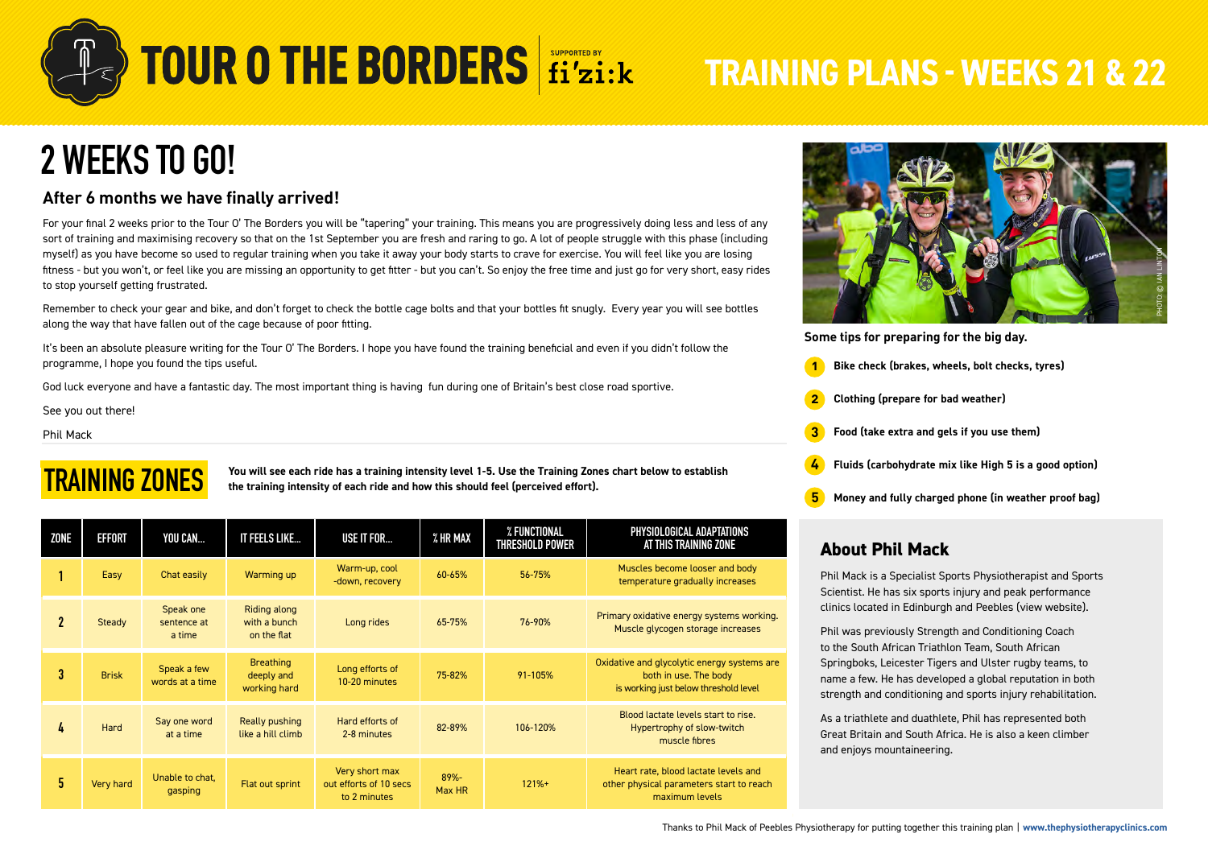# TOUR O THE BORDERS

SUPPORTED BY fi'zi:k

# TRAINING PLANS - WEEKS 21 & 22

## 2 WEEKS TO GO!

### After 6 months we have finally arrived!

For your final 2 weeks prior to the Tour O' The Borders you will be "tapering" your training. This means you are progressively doing less and less of any sort of training and maximising recovery so that on the 1st September you are fresh and raring to go. A lot of people struggle with this phase (including myself) as you have become so used to regular training when you take it away your body starts to crave for exercise. You will feel like you are losing fitness - but you won't, or feel like you are missing an opportunity to get fitter - but you can't. So enjoy the free time and just go for very short, easy rides to stop yourself getting frustrated.

Remember to check your gear and bike, and don't forget to check the bottle cage bolts and that your bottles fit snugly. Every year you will see bottles along the way that have fallen out of the cage because of poor fitting.

It's been an absolute pleasure writing for the Tour O' The Borders. I hope you have found the training beneficial and even if you didn't follow the programme, I hope you found the tips useful.

God luck everyone and have a fantastic day. The most important thing is having fun during one of Britain's best close road sportive.

See you out there!

Phil Mack

PHOTO © IAN LINTON

**Some tips for preparing for the big day.**

1. **Bike check (brakes, wheels, bolt checks, tyres)**
2. **Clothing (prepare for bad weather)**
3. **Food (take extra and gels if you use them)**
4. **Fluids (carbohydrate mix like High 5 is a good option)**
5. **Money and fully charged phone (in weather proof bag)**

## TRAINING ZONES

**You will see each ride has a training intensity level 1-5. Use the Training Zones chart below to establish the training intensity of each ride and how this should feel (perceived effort).**

| ZONE | EFFORT | YOU CAN... | IT FEELS LIKE... | USE IT FOR... | % HR MAX | % FUNCTIONAL THRESHOLD POWER | PHYSIOLOGICAL ADAPTATIONS AT THIS TRAINING ZONE |
|---|---|---|---|---|---|---|---|
| 1 | Easy | Chat easily | Warming up | Warm-up, cool -down, recovery | 60-65% | 56-75% | Muscles become looser and body temperature gradually increases |
| 2 | Steady | Speak one sentence at a time | Riding along with a bunch on the flat | Long rides | 65-75% | 76-90% | Primary oxidative energy systems working. Muscle glycogen storage increases |
| 3 | Brisk | Speak a few words at a time | Breathing deeply and working hard | Long efforts of 10-20 minutes | 75-82% | 91-105% | Oxidative and glycolytic energy systems are both in use. The body is working just below threshold level |
| 4 | Hard | Say one word at a time | Really pushing like a hill climb | Hard efforts of 2-8 minutes | 82-89% | 106-120% | Blood lactate levels start to rise. Hypertrophy of slow-twitch muscle fibres |
| 5 | Very hard | Unable to chat, gasping | Flat out sprint | Very short max out efforts of 10 secs to 2 minutes | 89%-Max HR | 121%+ | Heart rate, blood lactate levels and other physical parameters start to reach maximum levels |

## About Phil Mack

Phil Mack is a Specialist Sports Physiotherapist and Sports Scientist. He has six sports injury and peak performance clinics located in Edinburgh and Peebles (view website).

Phil was previously Strength and Conditioning Coach to the South African Triathlon Team, South African Springboks, Leicester Tigers and Ulster rugby teams, to name a few. He has developed a global reputation in both strength and conditioning and sports injury rehabilitation.

As a triathlete and duathlete, Phil has represented both Great Britain and South Africa. He is also a keen climber and enjoys mountaineering.

Thanks to Phil Mack of Peebles Physiotherapy for putting together this training plan | **www.thephysiotherapyclinics.com**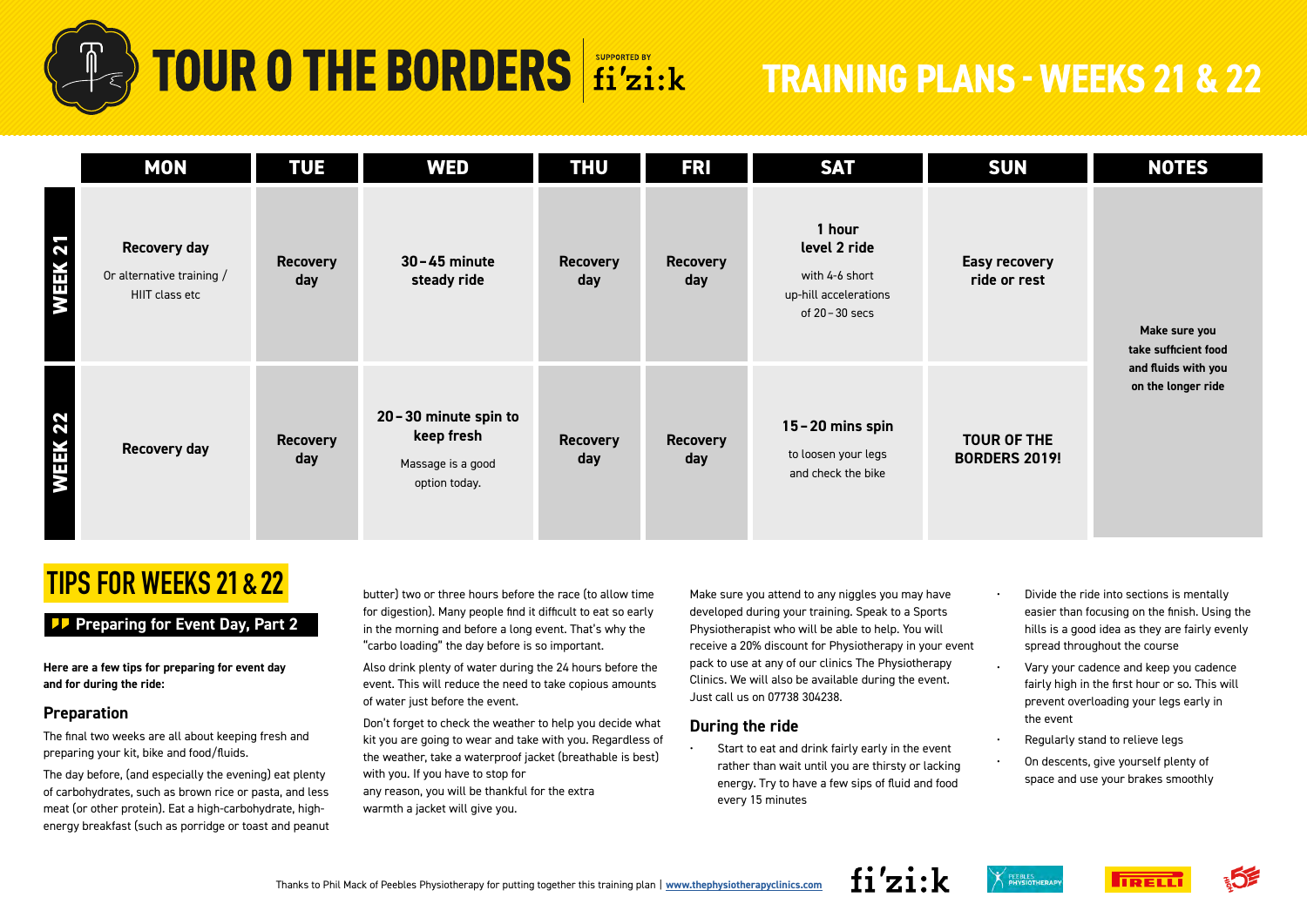# TOUR O THE BORDERS

SUPPORTED BY fi'zi:k

## TRAINING PLANS - WEEKS 21 & 22

| | MON | TUE | WED | THU | FRI | SAT | SUN | NOTES |
|---|---|---|---|---|---|---|---|---|
| WEEK 21 | **Recovery day** Or alternative training / HIIT class etc | **Recovery day** | **30–45 minute steady ride** | **Recovery day** | **Recovery day** | **1 hour level 2 ride** with 4-6 short up-hill accelerations of 20–30 secs | **Easy recovery ride or rest** | **Make sure you take sufficient food and fluids with you on the longer ride** |
| WEEK 22 | **Recovery day** | **Recovery day** | **20–30 minute spin to keep fresh** Massage is a good option today. | **Recovery day** | **Recovery day** | **15–20 mins spin** to loosen your legs and check the bike | **TOUR OF THE BORDERS 2019!** | |

## TIPS FOR WEEKS 21 & 22

### Preparing for Event Day, Part 2

**Here are a few tips for preparing for event day and for during the ride:**

### Preparation

The final two weeks are all about keeping fresh and preparing your kit, bike and food/fluids.

The day before, (and especially the evening) eat plenty of carbohydrates, such as brown rice or pasta, and less meat (or other protein). Eat a high-carbohydrate, high-energy breakfast (such as porridge or toast and peanut butter) two or three hours before the race (to allow time for digestion). Many people find it difficult to eat so early in the morning and before a long event. That's why the "carbo loading" the day before is so important.

Also drink plenty of water during the 24 hours before the event. This will reduce the need to take copious amounts of water just before the event.

Don't forget to check the weather to help you decide what kit you are going to wear and take with you. Regardless of the weather, take a waterproof jacket (breathable is best) with you. If you have to stop for any reason, you will be thankful for the extra warmth a jacket will give you.

Make sure you attend to any niggles you may have developed during your training. Speak to a Sports Physiotherapist who will be able to help. You will receive a 20% discount for Physiotherapy in your event pack to use at any of our clinics The Physiotherapy Clinics. We will also be available during the event. Just call us on 07738 304238.

### During the ride

- Start to eat and drink fairly early in the event rather than wait until you are thirsty or lacking energy. Try to have a few sips of fluid and food every 15 minutes
- Divide the ride into sections is mentally easier than focusing on the finish. Using the hills is a good idea as they are fairly evenly spread throughout the course
- Vary your cadence and keep you cadence fairly high in the first hour or so. This will prevent overloading your legs early in the event
- Regularly stand to relieve legs
- On descents, give yourself plenty of space and use your brakes smoothly

Thanks to Phil Mack of Peebles Physiotherapy for putting together this training plan | www.thephysiotherapyclinics.com